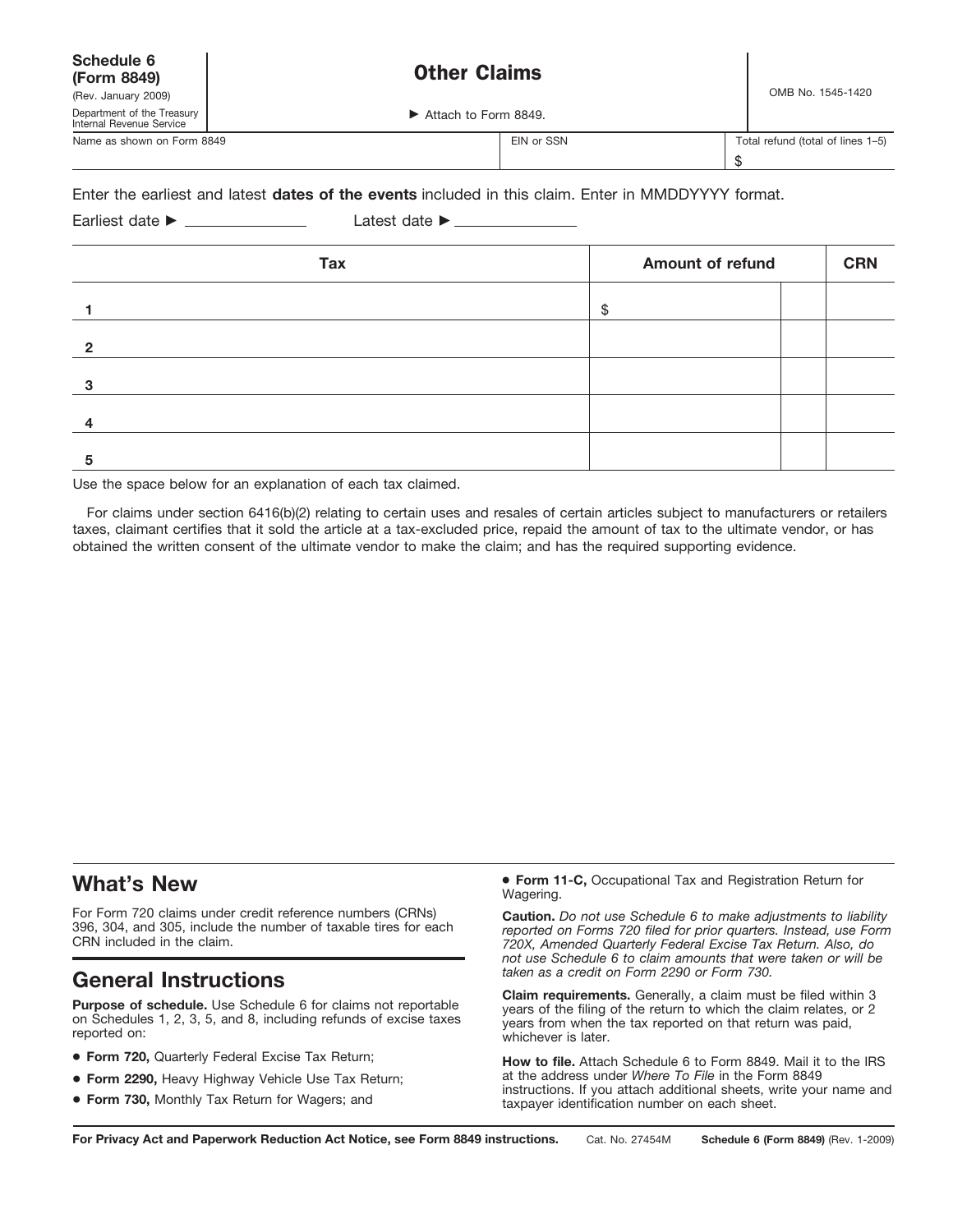**Schedule 6 (Form 8849)**
(Rev. January 2009)
Department of the Treasury
Internal Revenue Service

# Other Claims

▶ Attach to Form 8849.

OMB No. 1545-1420

| Name as shown on Form 8849 | EIN or SSN | Total refund (total of lines 1–5) |
|---|---|---|
| | | $ |

Enter the earliest and latest **dates of the events** included in this claim. Enter in MMDDYYYY format.

Earliest date ▶ ______________ Latest date ▶ ______________

| Tax | Amount of refund | | CRN |
|---|---|---|---|
| 1 | $ | | |
| 2 | | | |
| 3 | | | |
| 4 | | | |
| 5 | | | |

Use the space below for an explanation of each tax claimed.

For claims under section 6416(b)(2) relating to certain uses and resales of certain articles subject to manufacturers or retailers taxes, claimant certifies that it sold the article at a tax-excluded price, repaid the amount of tax to the ultimate vendor, or has obtained the written consent of the ultimate vendor to make the claim; and has the required supporting evidence.

## What's New

For Form 720 claims under credit reference numbers (CRNs) 396, 304, and 305, include the number of taxable tires for each CRN included in the claim.

## General Instructions

**Purpose of schedule.** Use Schedule 6 for claims not reportable on Schedules 1, 2, 3, 5, and 8, including refunds of excise taxes reported on:

- **Form 720,** Quarterly Federal Excise Tax Return;
- **Form 2290,** Heavy Highway Vehicle Use Tax Return;
- **Form 730,** Monthly Tax Return for Wagers; and
- **Form 11-C,** Occupational Tax and Registration Return for Wagering.

**Caution.** *Do not use Schedule 6 to make adjustments to liability reported on Forms 720 filed for prior quarters. Instead, use Form 720X, Amended Quarterly Federal Excise Tax Return. Also, do not use Schedule 6 to claim amounts that were taken or will be taken as a credit on Form 2290 or Form 730.*

**Claim requirements.** Generally, a claim must be filed within 3 years of the filing of the return to which the claim relates, or 2 years from when the tax reported on that return was paid, whichever is later.

**How to file.** Attach Schedule 6 to Form 8849. Mail it to the IRS at the address under *Where To File* in the Form 8849 instructions. If you attach additional sheets, write your name and taxpayer identification number on each sheet.

**For Privacy Act and Paperwork Reduction Act Notice, see Form 8849 instructions.** Cat. No. 27454M **Schedule 6 (Form 8849)** (Rev. 1-2009)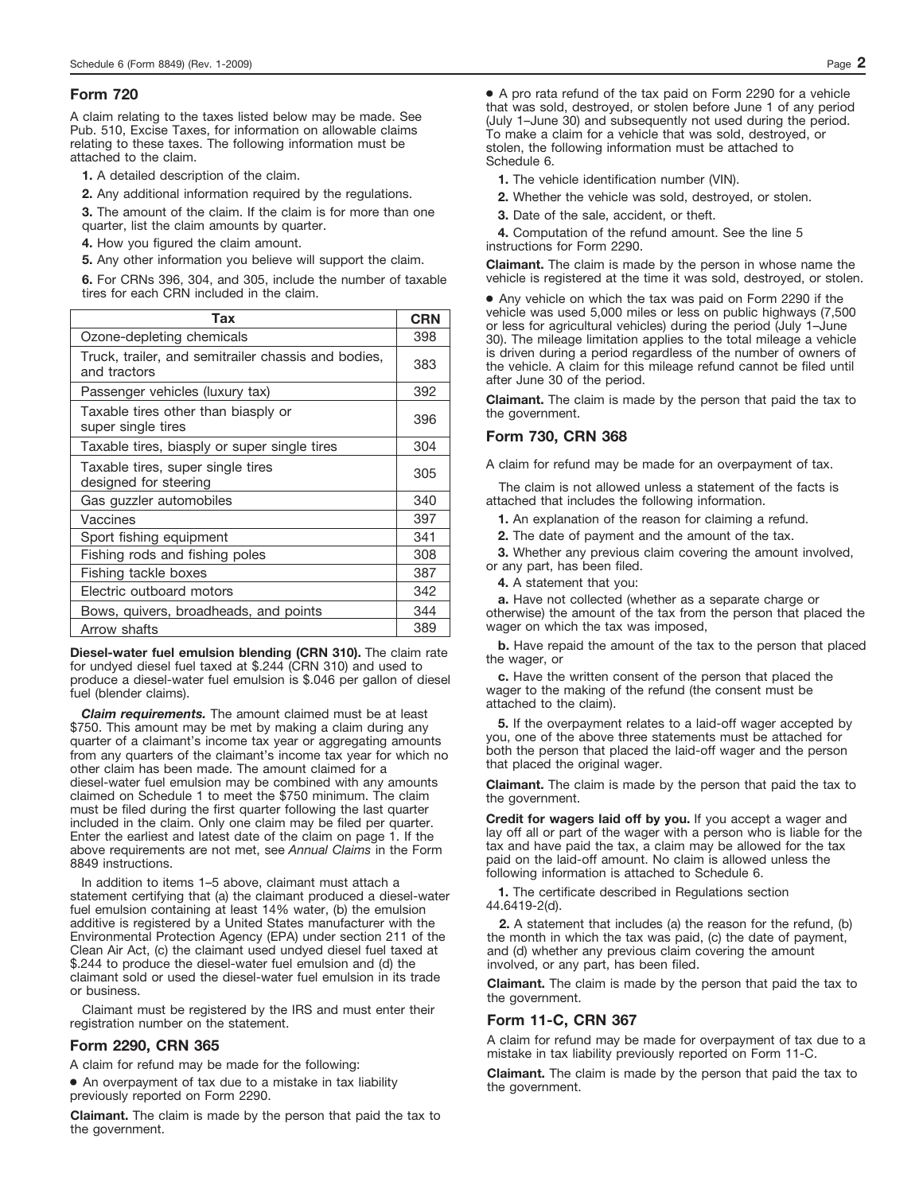## Form 720

A claim relating to the taxes listed below may be made. See Pub. 510, Excise Taxes, for information on allowable claims relating to these taxes. The following information must be attached to the claim.

**1.** A detailed description of the claim.

**2.** Any additional information required by the regulations.

**3.** The amount of the claim. If the claim is for more than one quarter, list the claim amounts by quarter.

**4.** How you figured the claim amount.

**5.** Any other information you believe will support the claim.

**6.** For CRNs 396, 304, and 305, include the number of taxable tires for each CRN included in the claim.

| Tax | CRN |
|---|---|
| Ozone-depleting chemicals | 398 |
| Truck, trailer, and semitrailer chassis and bodies, and tractors | 383 |
| Passenger vehicles (luxury tax) | 392 |
| Taxable tires other than biasply or super single tires | 396 |
| Taxable tires, biasply or super single tires | 304 |
| Taxable tires, super single tires designed for steering | 305 |
| Gas guzzler automobiles | 340 |
| Vaccines | 397 |
| Sport fishing equipment | 341 |
| Fishing rods and fishing poles | 308 |
| Fishing tackle boxes | 387 |
| Electric outboard motors | 342 |
| Bows, quivers, broadheads, and points | 344 |
| Arrow shafts | 389 |

**Diesel-water fuel emulsion blending (CRN 310).** The claim rate for undyed diesel fuel taxed at $.244 (CRN 310) and used to produce a diesel-water fuel emulsion is $.046 per gallon of diesel fuel (blender claims).

***Claim requirements.*** The amount claimed must be at least $750. This amount may be met by making a claim during any quarter of a claimant's income tax year or aggregating amounts from any quarters of the claimant's income tax year for which no other claim has been made. The amount claimed for a diesel-water fuel emulsion may be combined with any amounts claimed on Schedule 1 to meet the $750 minimum. The claim must be filed during the first quarter following the last quarter included in the claim. Only one claim may be filed per quarter. Enter the earliest and latest date of the claim on page 1. If the above requirements are not met, see *Annual Claims* in the Form 8849 instructions.

In addition to items 1–5 above, claimant must attach a statement certifying that (a) the claimant produced a diesel-water fuel emulsion containing at least 14% water, (b) the emulsion additive is registered by a United States manufacturer with the Environmental Protection Agency (EPA) under section 211 of the Clean Air Act, (c) the claimant used undyed diesel fuel taxed at $.244 to produce the diesel-water fuel emulsion and (d) the claimant sold or used the diesel-water fuel emulsion in its trade or business.

Claimant must be registered by the IRS and must enter their registration number on the statement.

## Form 2290, CRN 365

A claim for refund may be made for the following:

- An overpayment of tax due to a mistake in tax liability previously reported on Form 2290.

**Claimant.** The claim is made by the person that paid the tax to the government.

- A pro rata refund of the tax paid on Form 2290 for a vehicle that was sold, destroyed, or stolen before June 1 of any period (July 1–June 30) and subsequently not used during the period. To make a claim for a vehicle that was sold, destroyed, or stolen, the following information must be attached to Schedule 6.

**1.** The vehicle identification number (VIN).

**2.** Whether the vehicle was sold, destroyed, or stolen.

**3.** Date of the sale, accident, or theft.

**4.** Computation of the refund amount. See the line 5 instructions for Form 2290.

**Claimant.** The claim is made by the person in whose name the vehicle is registered at the time it was sold, destroyed, or stolen.

- Any vehicle on which the tax was paid on Form 2290 if the vehicle was used 5,000 miles or less on public highways (7,500 or less for agricultural vehicles) during the period (July 1–June 30). The mileage limitation applies to the total mileage a vehicle is driven during a period regardless of the number of owners of the vehicle. A claim for this mileage refund cannot be filed until after June 30 of the period.

**Claimant.** The claim is made by the person that paid the tax to the government.

## Form 730, CRN 368

A claim for refund may be made for an overpayment of tax.

The claim is not allowed unless a statement of the facts is attached that includes the following information.

**1.** An explanation of the reason for claiming a refund.

**2.** The date of payment and the amount of the tax.

**3.** Whether any previous claim covering the amount involved, or any part, has been filed.

**4.** A statement that you:

**a.** Have not collected (whether as a separate charge or otherwise) the amount of the tax from the person that placed the wager on which the tax was imposed,

**b.** Have repaid the amount of the tax to the person that placed the wager, or

**c.** Have the written consent of the person that placed the wager to the making of the refund (the consent must be attached to the claim).

**5.** If the overpayment relates to a laid-off wager accepted by you, one of the above three statements must be attached for both the person that placed the laid-off wager and the person that placed the original wager.

**Claimant.** The claim is made by the person that paid the tax to the government.

**Credit for wagers laid off by you.** If you accept a wager and lay off all or part of the wager with a person who is liable for the tax and have paid the tax, a claim may be allowed for the tax paid on the laid-off amount. No claim is allowed unless the following information is attached to Schedule 6.

**1.** The certificate described in Regulations section 44.6419-2(d).

**2.** A statement that includes (a) the reason for the refund, (b) the month in which the tax was paid, (c) the date of payment, and (d) whether any previous claim covering the amount involved, or any part, has been filed.

**Claimant.** The claim is made by the person that paid the tax to the government.

## Form 11-C, CRN 367

A claim for refund may be made for overpayment of tax due to a mistake in tax liability previously reported on Form 11-C.

**Claimant.** The claim is made by the person that paid the tax to the government.